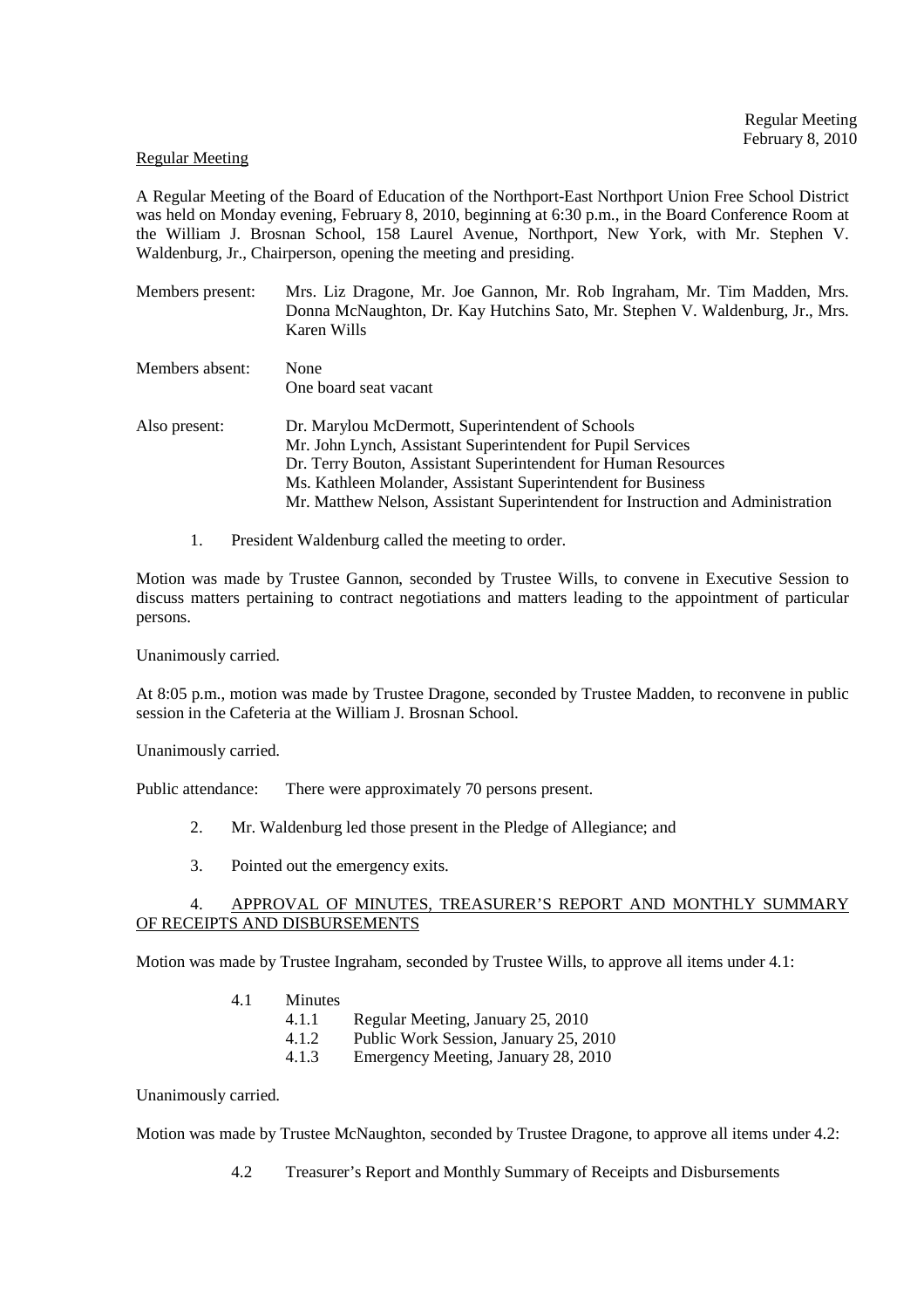Regular Meeting

A Regular Meeting of the Board of Education of the Northport-East Northport Union Free School District was held on Monday evening, February 8, 2010, beginning at 6:30 p.m., in the Board Conference Room at the William J. Brosnan School, 158 Laurel Avenue, Northport, New York, with Mr. Stephen V. Waldenburg, Jr., Chairperson, opening the meeting and presiding.

Members present: Mrs. Liz Dragone, Mr. Joe Gannon, Mr. Rob Ingraham, Mr. Tim Madden, Mrs. Donna McNaughton, Dr. Kay Hutchins Sato, Mr. Stephen V. Waldenburg, Jr., Mrs. Karen Wills

Members absent: None
One board seat vacant

Also present:
Dr. Marylou McDermott, Superintendent of Schools
Mr. John Lynch, Assistant Superintendent for Pupil Services
Dr. Terry Bouton, Assistant Superintendent for Human Resources
Ms. Kathleen Molander, Assistant Superintendent for Business
Mr. Matthew Nelson, Assistant Superintendent for Instruction and Administration

1. President Waldenburg called the meeting to order.

Motion was made by Trustee Gannon, seconded by Trustee Wills, to convene in Executive Session to discuss matters pertaining to contract negotiations and matters leading to the appointment of particular persons.

Unanimously carried.

At 8:05 p.m., motion was made by Trustee Dragone, seconded by Trustee Madden, to reconvene in public session in the Cafeteria at the William J. Brosnan School.

Unanimously carried.

Public attendance: There were approximately 70 persons present.

2. Mr. Waldenburg led those present in the Pledge of Allegiance; and

3. Pointed out the emergency exits.

4. APPROVAL OF MINUTES, TREASURER'S REPORT AND MONTHLY SUMMARY OF RECEIPTS AND DISBURSEMENTS

Motion was made by Trustee Ingraham, seconded by Trustee Wills, to approve all items under 4.1:

- 4.1 Minutes
  - 4.1.1 Regular Meeting, January 25, 2010
  - 4.1.2 Public Work Session, January 25, 2010
  - 4.1.3 Emergency Meeting, January 28, 2010

Unanimously carried.

Motion was made by Trustee McNaughton, seconded by Trustee Dragone, to approve all items under 4.2:

- 4.2 Treasurer's Report and Monthly Summary of Receipts and Disbursements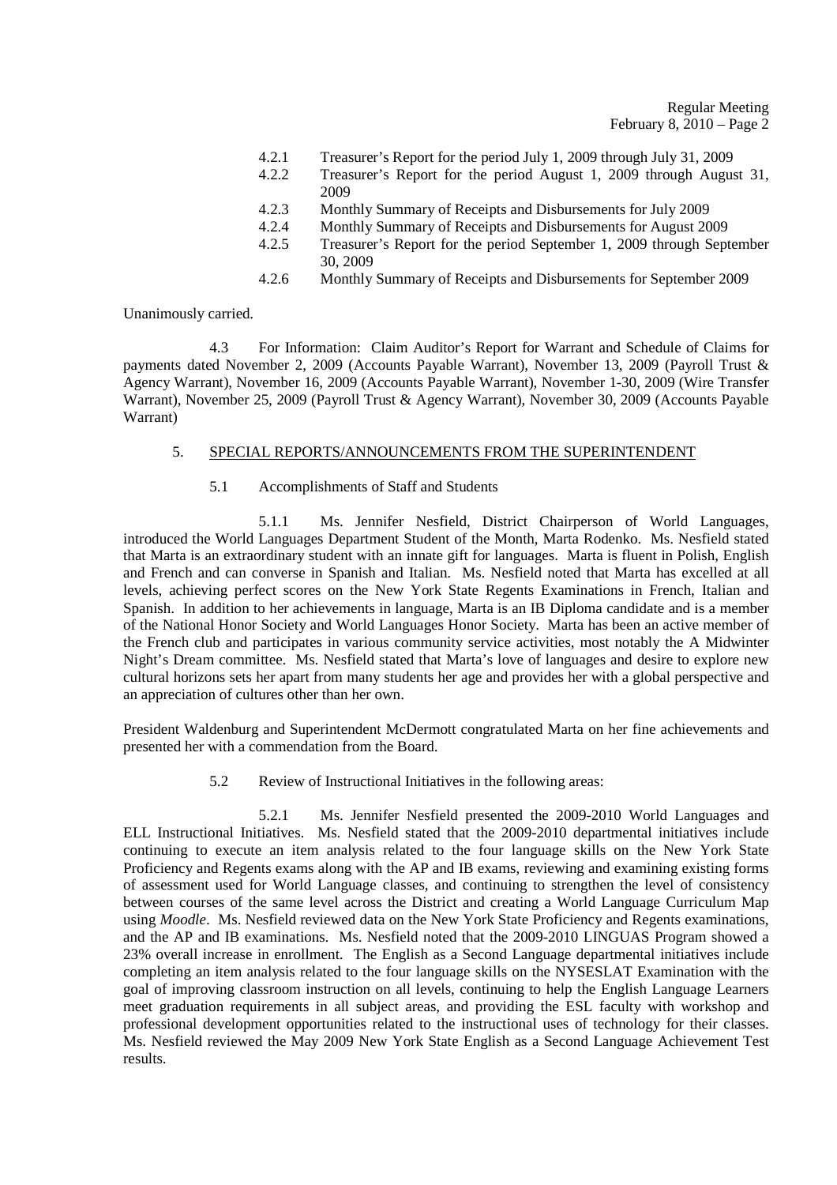4.2.1 Treasurer's Report for the period July 1, 2009 through July 31, 2009
4.2.2 Treasurer's Report for the period August 1, 2009 through August 31, 2009
4.2.3 Monthly Summary of Receipts and Disbursements for July 2009
4.2.4 Monthly Summary of Receipts and Disbursements for August 2009
4.2.5 Treasurer's Report for the period September 1, 2009 through September 30, 2009
4.2.6 Monthly Summary of Receipts and Disbursements for September 2009

Unanimously carried.

4.3 For Information: Claim Auditor's Report for Warrant and Schedule of Claims for payments dated November 2, 2009 (Accounts Payable Warrant), November 13, 2009 (Payroll Trust & Agency Warrant), November 16, 2009 (Accounts Payable Warrant), November 1-30, 2009 (Wire Transfer Warrant), November 25, 2009 (Payroll Trust & Agency Warrant), November 30, 2009 (Accounts Payable Warrant)

## 5. SPECIAL REPORTS/ANNOUNCEMENTS FROM THE SUPERINTENDENT

5.1 Accomplishments of Staff and Students

5.1.1 Ms. Jennifer Nesfield, District Chairperson of World Languages, introduced the World Languages Department Student of the Month, Marta Rodenko. Ms. Nesfield stated that Marta is an extraordinary student with an innate gift for languages. Marta is fluent in Polish, English and French and can converse in Spanish and Italian. Ms. Nesfield noted that Marta has excelled at all levels, achieving perfect scores on the New York State Regents Examinations in French, Italian and Spanish. In addition to her achievements in language, Marta is an IB Diploma candidate and is a member of the National Honor Society and World Languages Honor Society. Marta has been an active member of the French club and participates in various community service activities, most notably the A Midwinter Night's Dream committee. Ms. Nesfield stated that Marta's love of languages and desire to explore new cultural horizons sets her apart from many students her age and provides her with a global perspective and an appreciation of cultures other than her own.

President Waldenburg and Superintendent McDermott congratulated Marta on her fine achievements and presented her with a commendation from the Board.

5.2 Review of Instructional Initiatives in the following areas:

5.2.1 Ms. Jennifer Nesfield presented the 2009-2010 World Languages and ELL Instructional Initiatives. Ms. Nesfield stated that the 2009-2010 departmental initiatives include continuing to execute an item analysis related to the four language skills on the New York State Proficiency and Regents exams along with the AP and IB exams, reviewing and examining existing forms of assessment used for World Language classes, and continuing to strengthen the level of consistency between courses of the same level across the District and creating a World Language Curriculum Map using *Moodle*. Ms. Nesfield reviewed data on the New York State Proficiency and Regents examinations, and the AP and IB examinations. Ms. Nesfield noted that the 2009-2010 LINGUAS Program showed a 23% overall increase in enrollment. The English as a Second Language departmental initiatives include completing an item analysis related to the four language skills on the NYSESLAT Examination with the goal of improving classroom instruction on all levels, continuing to help the English Language Learners meet graduation requirements in all subject areas, and providing the ESL faculty with workshop and professional development opportunities related to the instructional uses of technology for their classes. Ms. Nesfield reviewed the May 2009 New York State English as a Second Language Achievement Test results.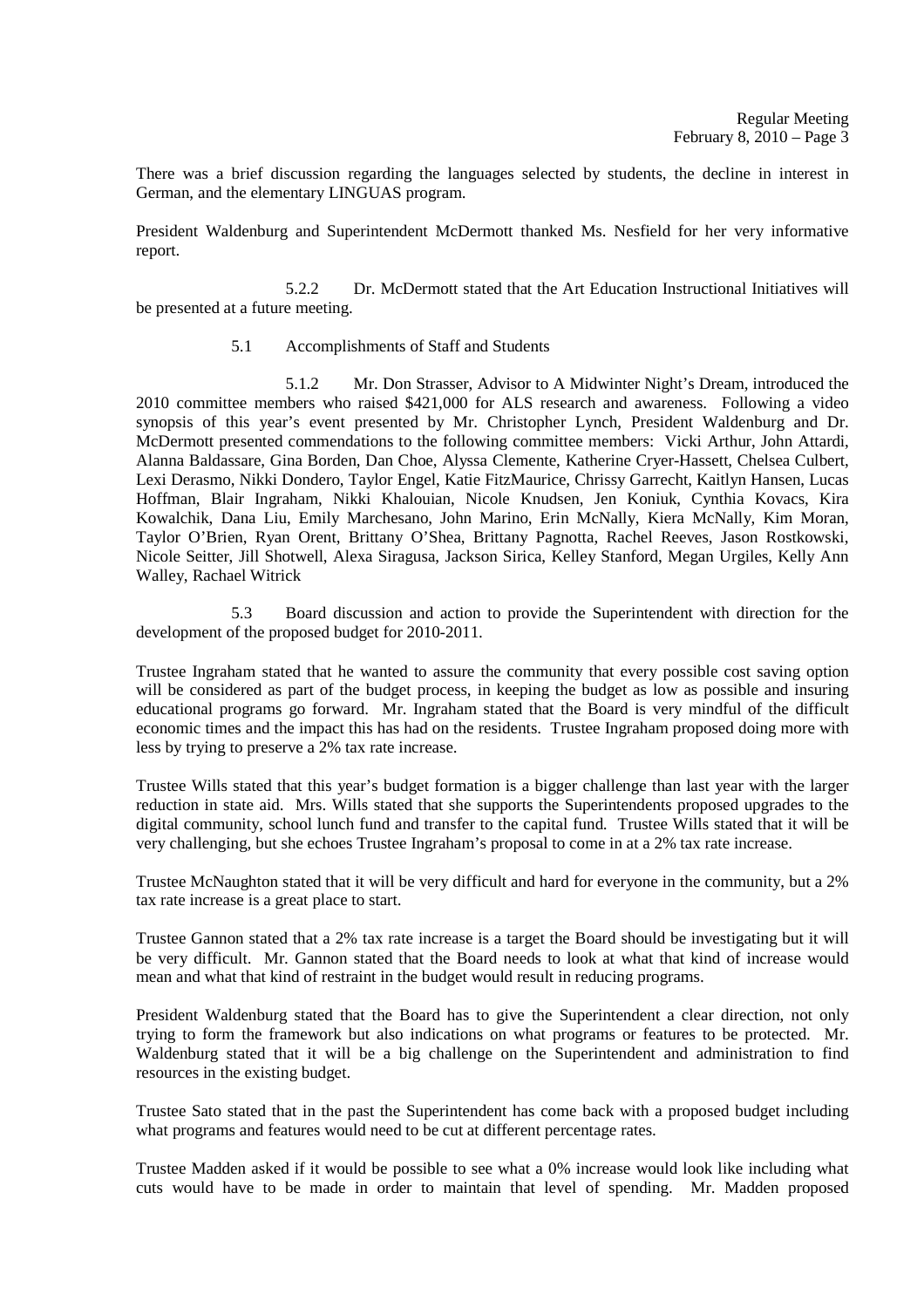There was a brief discussion regarding the languages selected by students, the decline in interest in German, and the elementary LINGUAS program.

President Waldenburg and Superintendent McDermott thanked Ms. Nesfield for her very informative report.

5.2.2 Dr. McDermott stated that the Art Education Instructional Initiatives will be presented at a future meeting.

5.1 Accomplishments of Staff and Students

5.1.2 Mr. Don Strasser, Advisor to A Midwinter Night's Dream, introduced the 2010 committee members who raised $421,000 for ALS research and awareness. Following a video synopsis of this year's event presented by Mr. Christopher Lynch, President Waldenburg and Dr. McDermott presented commendations to the following committee members: Vicki Arthur, John Attardi, Alanna Baldassare, Gina Borden, Dan Choe, Alyssa Clemente, Katherine Cryer-Hassett, Chelsea Culbert, Lexi Derasmo, Nikki Dondero, Taylor Engel, Katie FitzMaurice, Chrissy Garrecht, Kaitlyn Hansen, Lucas Hoffman, Blair Ingraham, Nikki Khalouian, Nicole Knudsen, Jen Koniuk, Cynthia Kovacs, Kira Kowalchik, Dana Liu, Emily Marchesano, John Marino, Erin McNally, Kiera McNally, Kim Moran, Taylor O'Brien, Ryan Orent, Brittany O'Shea, Brittany Pagnotta, Rachel Reeves, Jason Rostkowski, Nicole Seitter, Jill Shotwell, Alexa Siragusa, Jackson Sirica, Kelley Stanford, Megan Urgiles, Kelly Ann Walley, Rachael Witrick

5.3 Board discussion and action to provide the Superintendent with direction for the development of the proposed budget for 2010-2011.

Trustee Ingraham stated that he wanted to assure the community that every possible cost saving option will be considered as part of the budget process, in keeping the budget as low as possible and insuring educational programs go forward. Mr. Ingraham stated that the Board is very mindful of the difficult economic times and the impact this has had on the residents. Trustee Ingraham proposed doing more with less by trying to preserve a 2% tax rate increase.

Trustee Wills stated that this year's budget formation is a bigger challenge than last year with the larger reduction in state aid. Mrs. Wills stated that she supports the Superintendents proposed upgrades to the digital community, school lunch fund and transfer to the capital fund. Trustee Wills stated that it will be very challenging, but she echoes Trustee Ingraham's proposal to come in at a 2% tax rate increase.

Trustee McNaughton stated that it will be very difficult and hard for everyone in the community, but a 2% tax rate increase is a great place to start.

Trustee Gannon stated that a 2% tax rate increase is a target the Board should be investigating but it will be very difficult. Mr. Gannon stated that the Board needs to look at what that kind of increase would mean and what that kind of restraint in the budget would result in reducing programs.

President Waldenburg stated that the Board has to give the Superintendent a clear direction, not only trying to form the framework but also indications on what programs or features to be protected. Mr. Waldenburg stated that it will be a big challenge on the Superintendent and administration to find resources in the existing budget.

Trustee Sato stated that in the past the Superintendent has come back with a proposed budget including what programs and features would need to be cut at different percentage rates.

Trustee Madden asked if it would be possible to see what a 0% increase would look like including what cuts would have to be made in order to maintain that level of spending. Mr. Madden proposed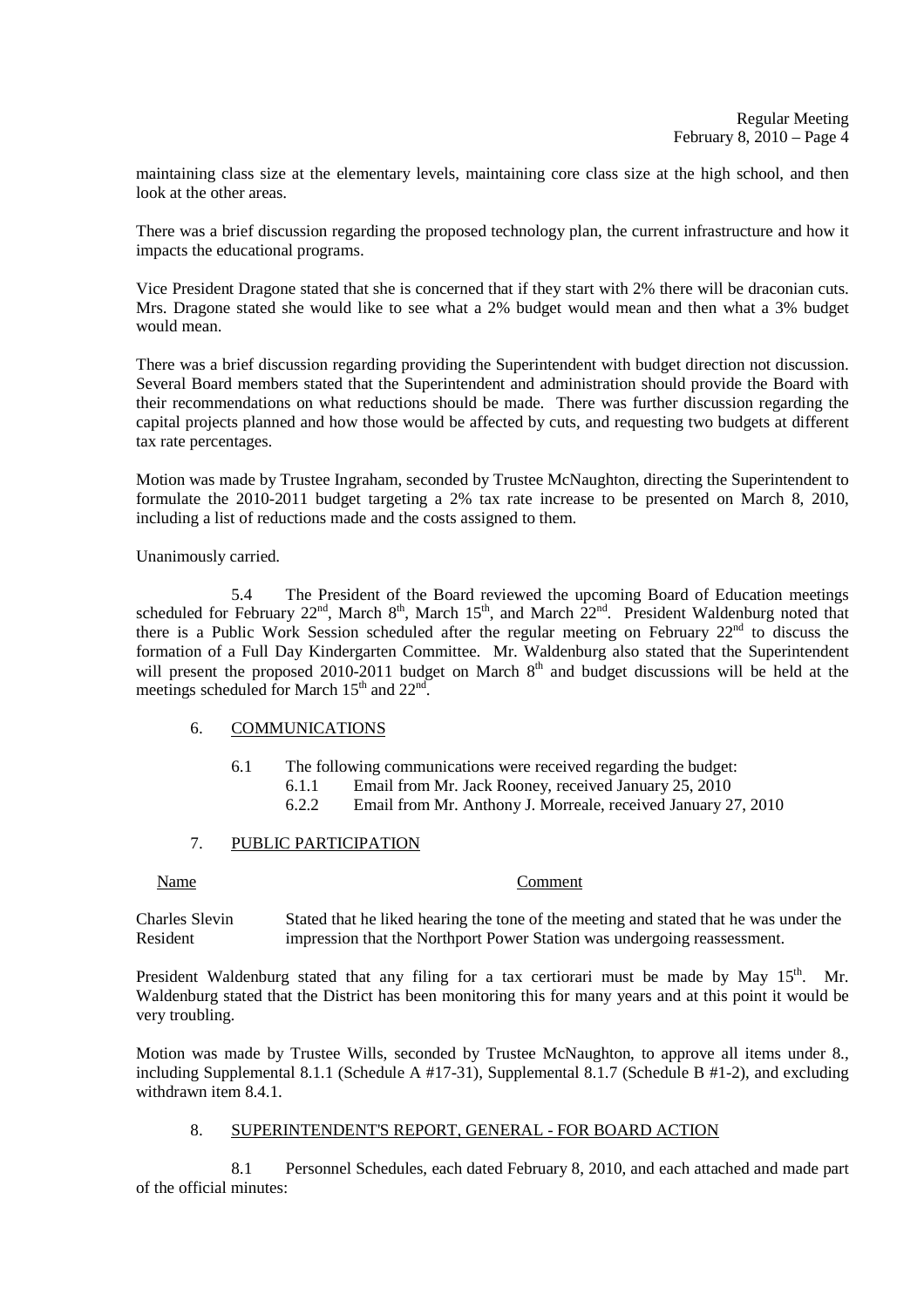maintaining class size at the elementary levels, maintaining core class size at the high school, and then look at the other areas.

There was a brief discussion regarding the proposed technology plan, the current infrastructure and how it impacts the educational programs.

Vice President Dragone stated that she is concerned that if they start with 2% there will be draconian cuts. Mrs. Dragone stated she would like to see what a 2% budget would mean and then what a 3% budget would mean.

There was a brief discussion regarding providing the Superintendent with budget direction not discussion. Several Board members stated that the Superintendent and administration should provide the Board with their recommendations on what reductions should be made. There was further discussion regarding the capital projects planned and how those would be affected by cuts, and requesting two budgets at different tax rate percentages.

Motion was made by Trustee Ingraham, seconded by Trustee McNaughton, directing the Superintendent to formulate the 2010-2011 budget targeting a 2% tax rate increase to be presented on March 8, 2010, including a list of reductions made and the costs assigned to them.

Unanimously carried.

5.4 The President of the Board reviewed the upcoming Board of Education meetings scheduled for February 22nd, March 8th, March 15th, and March 22nd. President Waldenburg noted that there is a Public Work Session scheduled after the regular meeting on February 22nd to discuss the formation of a Full Day Kindergarten Committee. Mr. Waldenburg also stated that the Superintendent will present the proposed 2010-2011 budget on March 8th and budget discussions will be held at the meetings scheduled for March 15th and 22nd.

6. COMMUNICATIONS

6.1 The following communications were received regarding the budget:
- 6.1.1 Email from Mr. Jack Rooney, received January 25, 2010
- 6.2.2 Email from Mr. Anthony J. Morreale, received January 27, 2010

7. PUBLIC PARTICIPATION

| Name | Comment |
|---|---|
| Charles Slevin<br>Resident | Stated that he liked hearing the tone of the meeting and stated that he was under the impression that the Northport Power Station was undergoing reassessment. |

President Waldenburg stated that any filing for a tax certiorari must be made by May 15th. Mr. Waldenburg stated that the District has been monitoring this for many years and at this point it would be very troubling.

Motion was made by Trustee Wills, seconded by Trustee McNaughton, to approve all items under 8., including Supplemental 8.1.1 (Schedule A #17-31), Supplemental 8.1.7 (Schedule B #1-2), and excluding withdrawn item 8.4.1.

8. SUPERINTENDENT'S REPORT, GENERAL - FOR BOARD ACTION

8.1 Personnel Schedules, each dated February 8, 2010, and each attached and made part of the official minutes: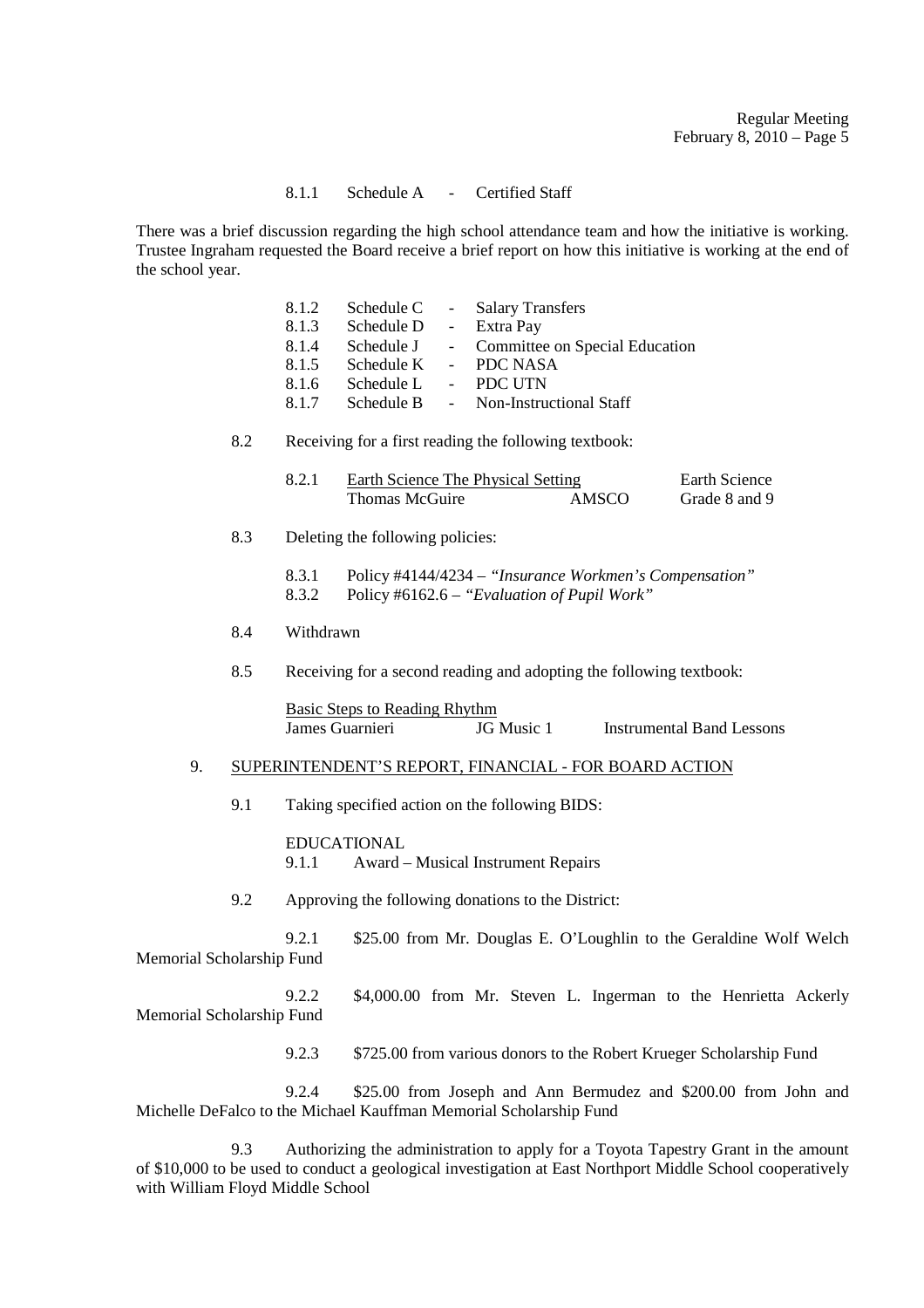8.1.1 Schedule A - Certified Staff

There was a brief discussion regarding the high school attendance team and how the initiative is working. Trustee Ingraham requested the Board receive a brief report on how this initiative is working at the end of the school year.

8.1.2 Schedule C - Salary Transfers
8.1.3 Schedule D - Extra Pay
8.1.4 Schedule J - Committee on Special Education
8.1.5 Schedule K - PDC NASA
8.1.6 Schedule L - PDC UTN
8.1.7 Schedule B - Non-Instructional Staff

8.2 Receiving for a first reading the following textbook:

8.2.1 Earth Science The Physical Setting — Thomas McGuire — AMSCO — Earth Science Grade 8 and 9

8.3 Deleting the following policies:

8.3.1 Policy #4144/4234 – *"Insurance Workmen's Compensation"*
8.3.2 Policy #6162.6 – *"Evaluation of Pupil Work"*

8.4 Withdrawn

8.5 Receiving for a second reading and adopting the following textbook:

Basic Steps to Reading Rhythm — James Guarnieri — JG Music 1 — Instrumental Band Lessons

9. SUPERINTENDENT'S REPORT, FINANCIAL - FOR BOARD ACTION

9.1 Taking specified action on the following BIDS:

EDUCATIONAL
9.1.1 Award – Musical Instrument Repairs

9.2 Approving the following donations to the District:

9.2.1 $25.00 from Mr. Douglas E. O'Loughlin to the Geraldine Wolf Welch Memorial Scholarship Fund

9.2.2 $4,000.00 from Mr. Steven L. Ingerman to the Henrietta Ackerly Memorial Scholarship Fund

9.2.3 $725.00 from various donors to the Robert Krueger Scholarship Fund

9.2.4 $25.00 from Joseph and Ann Bermudez and $200.00 from John and Michelle DeFalco to the Michael Kauffman Memorial Scholarship Fund

9.3 Authorizing the administration to apply for a Toyota Tapestry Grant in the amount of $10,000 to be used to conduct a geological investigation at East Northport Middle School cooperatively with William Floyd Middle School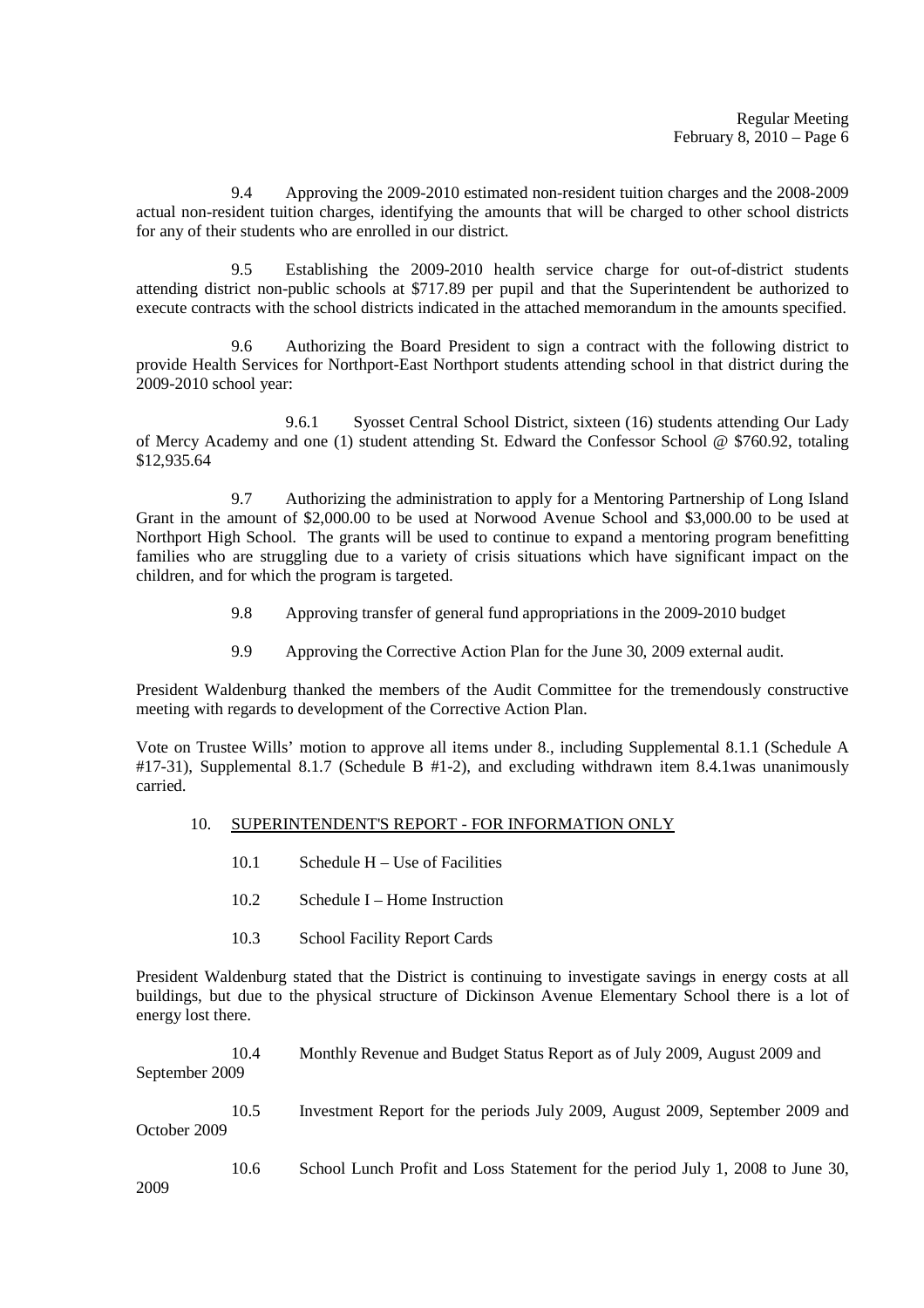9.4 Approving the 2009-2010 estimated non-resident tuition charges and the 2008-2009 actual non-resident tuition charges, identifying the amounts that will be charged to other school districts for any of their students who are enrolled in our district.

9.5 Establishing the 2009-2010 health service charge for out-of-district students attending district non-public schools at $717.89 per pupil and that the Superintendent be authorized to execute contracts with the school districts indicated in the attached memorandum in the amounts specified.

9.6 Authorizing the Board President to sign a contract with the following district to provide Health Services for Northport-East Northport students attending school in that district during the 2009-2010 school year:

9.6.1 Syosset Central School District, sixteen (16) students attending Our Lady of Mercy Academy and one (1) student attending St. Edward the Confessor School @ $760.92, totaling $12,935.64

9.7 Authorizing the administration to apply for a Mentoring Partnership of Long Island Grant in the amount of $2,000.00 to be used at Norwood Avenue School and $3,000.00 to be used at Northport High School. The grants will be used to continue to expand a mentoring program benefitting families who are struggling due to a variety of crisis situations which have significant impact on the children, and for which the program is targeted.

9.8 Approving transfer of general fund appropriations in the 2009-2010 budget

9.9 Approving the Corrective Action Plan for the June 30, 2009 external audit.

President Waldenburg thanked the members of the Audit Committee for the tremendously constructive meeting with regards to development of the Corrective Action Plan.

Vote on Trustee Wills' motion to approve all items under 8., including Supplemental 8.1.1 (Schedule A #17-31), Supplemental 8.1.7 (Schedule B #1-2), and excluding withdrawn item 8.4.1was unanimously carried.

10. <u>SUPERINTENDENT'S REPORT - FOR INFORMATION ONLY</u>

10.1 Schedule H – Use of Facilities

10.2 Schedule I – Home Instruction

10.3 School Facility Report Cards

President Waldenburg stated that the District is continuing to investigate savings in energy costs at all buildings, but due to the physical structure of Dickinson Avenue Elementary School there is a lot of energy lost there.

10.4 Monthly Revenue and Budget Status Report as of July 2009, August 2009 and September 2009

10.5 Investment Report for the periods July 2009, August 2009, September 2009 and October 2009

10.6 School Lunch Profit and Loss Statement for the period July 1, 2008 to June 30, 2009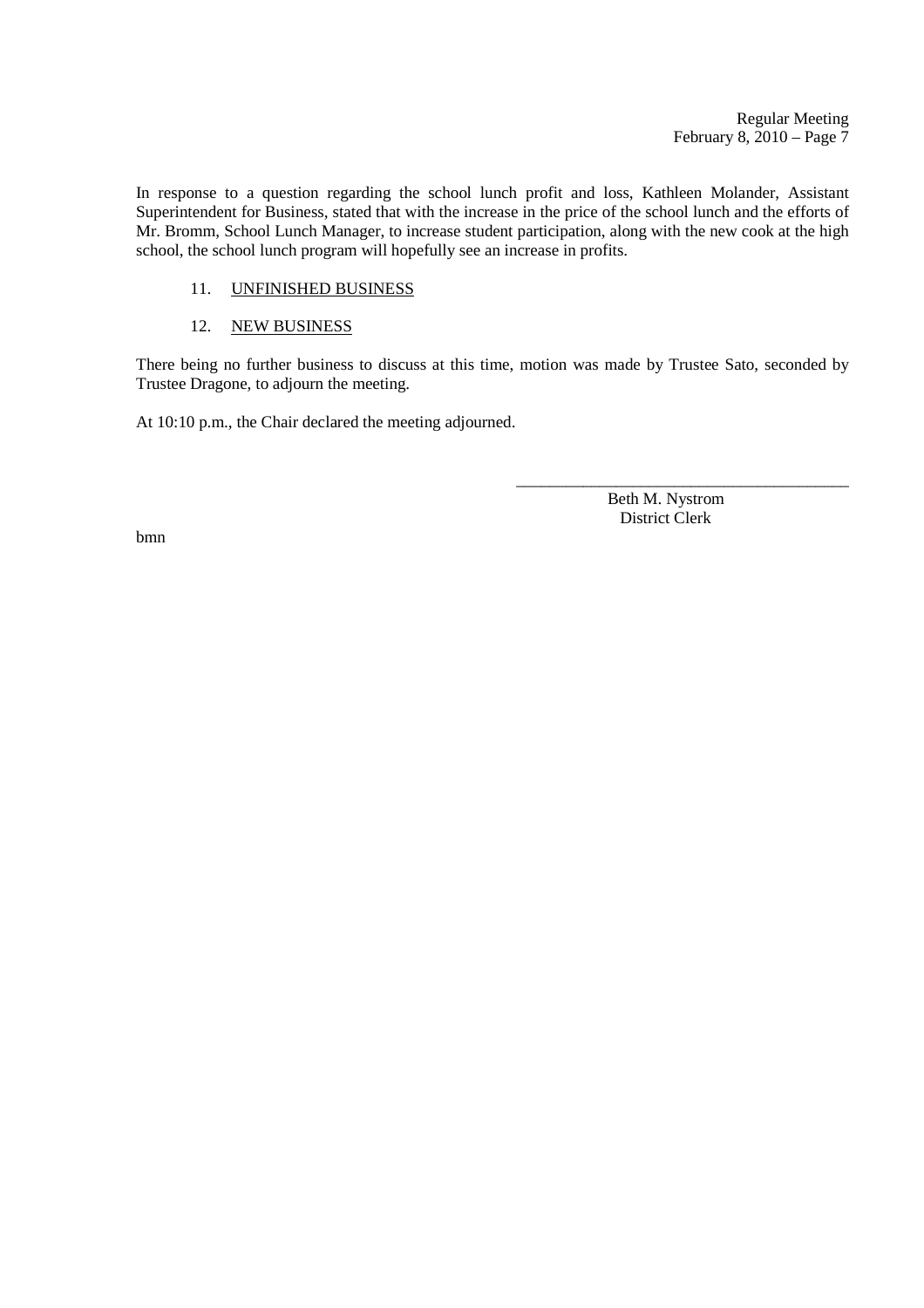In response to a question regarding the school lunch profit and loss, Kathleen Molander, Assistant Superintendent for Business, stated that with the increase in the price of the school lunch and the efforts of Mr. Bromm, School Lunch Manager, to increase student participation, along with the new cook at the high school, the school lunch program will hopefully see an increase in profits.

11. UNFINISHED BUSINESS

12. NEW BUSINESS

There being no further business to discuss at this time, motion was made by Trustee Sato, seconded by Trustee Dragone, to adjourn the meeting.

At 10:10 p.m., the Chair declared the meeting adjourned.

\_\_\_\_\_\_\_\_\_\_\_\_\_\_\_\_\_\_\_\_\_\_\_\_\_\_\_\_\_\_\_\_\_\_\_\_\_\_\_\_

Beth M. Nystrom
District Clerk

bmn